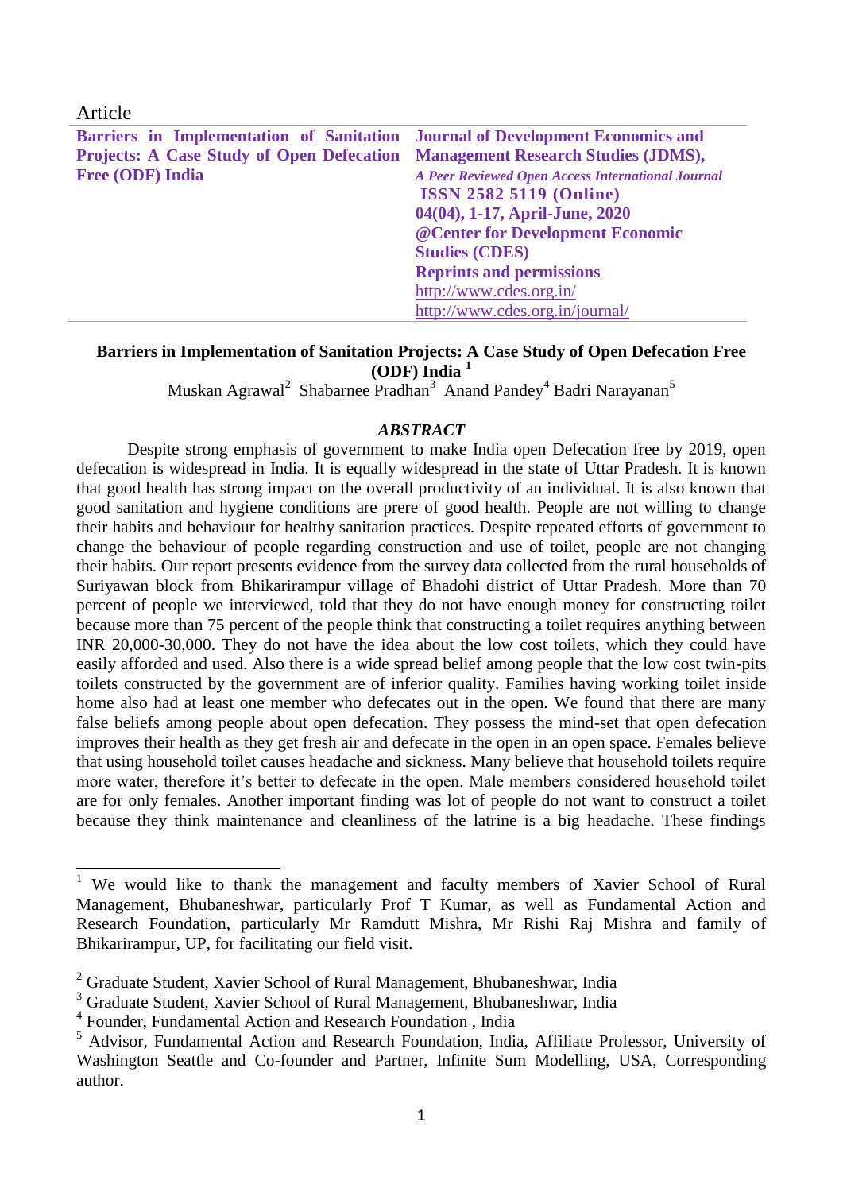Article

| **Barriers in Implementation of Sanitation Projects: A Case Study of Open Defecation Free (ODF) India** | **Journal of Development Economics and Management Research Studies (JDMS),** |
|---|---|
| | ***A Peer Reviewed Open Access International Journal*** |
| | **ISSN 2582 5119 (Online)** |
| | **04(04), 1-17, April-June, 2020** |
| | **@Center for Development Economic Studies (CDES)** |
| | **Reprints and permissions** |
| | http://www.cdes.org.in/ |
| | http://www.cdes.org.in/journal/ |

# Barriers in Implementation of Sanitation Projects: A Case Study of Open Defecation Free (ODF) India [1]

Muskan Agrawal[2] Shabarnee Pradhan[3] Anand Pandey[4] Badri Narayanan[5]

### *ABSTRACT*

Despite strong emphasis of government to make India open Defecation free by 2019, open defecation is widespread in India. It is equally widespread in the state of Uttar Pradesh. It is known that good health has strong impact on the overall productivity of an individual. It is also known that good sanitation and hygiene conditions are prere of good health. People are not willing to change their habits and behaviour for healthy sanitation practices. Despite repeated efforts of government to change the behaviour of people regarding construction and use of toilet, people are not changing their habits. Our report presents evidence from the survey data collected from the rural households of Suriyawan block from Bhikarirampur village of Bhadohi district of Uttar Pradesh. More than 70 percent of people we interviewed, told that they do not have enough money for constructing toilet because more than 75 percent of the people think that constructing a toilet requires anything between INR 20,000-30,000. They do not have the idea about the low cost toilets, which they could have easily afforded and used. Also there is a wide spread belief among people that the low cost twin-pits toilets constructed by the government are of inferior quality. Families having working toilet inside home also had at least one member who defecates out in the open. We found that there are many false beliefs among people about open defecation. They possess the mind-set that open defecation improves their health as they get fresh air and defecate in the open in an open space. Females believe that using household toilet causes headache and sickness. Many believe that household toilets require more water, therefore it's better to defecate in the open. Male members considered household toilet are for only females. Another important finding was lot of people do not want to construct a toilet because they think maintenance and cleanliness of the latrine is a big headache. These findings

---

[1] We would like to thank the management and faculty members of Xavier School of Rural Management, Bhubaneshwar, particularly Prof T Kumar, as well as Fundamental Action and Research Foundation, particularly Mr Ramdutt Mishra, Mr Rishi Raj Mishra and family of Bhikarirampur, UP, for facilitating our field visit.

[2] Graduate Student, Xavier School of Rural Management, Bhubaneshwar, India

[3] Graduate Student, Xavier School of Rural Management, Bhubaneshwar, India

[4] Founder, Fundamental Action and Research Foundation , India

[5] Advisor, Fundamental Action and Research Foundation, India, Affiliate Professor, University of Washington Seattle and Co-founder and Partner, Infinite Sum Modelling, USA, Corresponding author.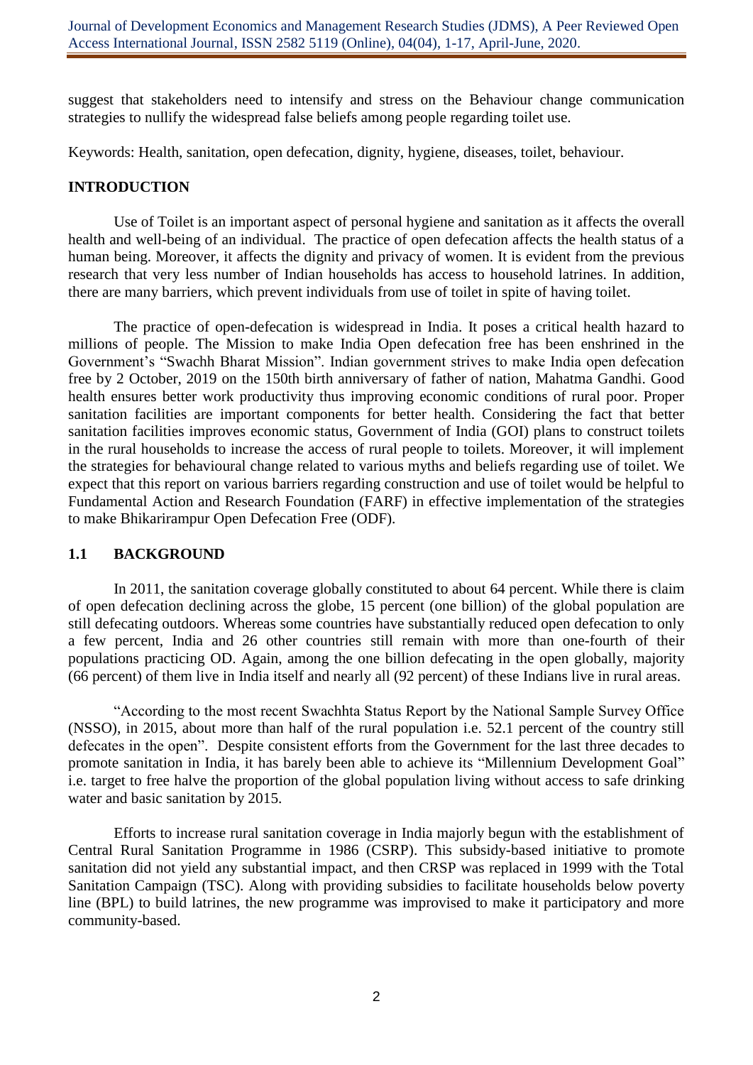suggest that stakeholders need to intensify and stress on the Behaviour change communication strategies to nullify the widespread false beliefs among people regarding toilet use.

Keywords: Health, sanitation, open defecation, dignity, hygiene, diseases, toilet, behaviour.

## INTRODUCTION

Use of Toilet is an important aspect of personal hygiene and sanitation as it affects the overall health and well-being of an individual. The practice of open defecation affects the health status of a human being. Moreover, it affects the dignity and privacy of women. It is evident from the previous research that very less number of Indian households has access to household latrines. In addition, there are many barriers, which prevent individuals from use of toilet in spite of having toilet.

The practice of open-defecation is widespread in India. It poses a critical health hazard to millions of people. The Mission to make India Open defecation free has been enshrined in the Government's "Swachh Bharat Mission". Indian government strives to make India open defecation free by 2 October, 2019 on the 150th birth anniversary of father of nation, Mahatma Gandhi. Good health ensures better work productivity thus improving economic conditions of rural poor. Proper sanitation facilities are important components for better health. Considering the fact that better sanitation facilities improves economic status, Government of India (GOI) plans to construct toilets in the rural households to increase the access of rural people to toilets. Moreover, it will implement the strategies for behavioural change related to various myths and beliefs regarding use of toilet. We expect that this report on various barriers regarding construction and use of toilet would be helpful to Fundamental Action and Research Foundation (FARF) in effective implementation of the strategies to make Bhikarirampur Open Defecation Free (ODF).

### 1.1 BACKGROUND

In 2011, the sanitation coverage globally constituted to about 64 percent. While there is claim of open defecation declining across the globe, 15 percent (one billion) of the global population are still defecating outdoors. Whereas some countries have substantially reduced open defecation to only a few percent, India and 26 other countries still remain with more than one-fourth of their populations practicing OD. Again, among the one billion defecating in the open globally, majority (66 percent) of them live in India itself and nearly all (92 percent) of these Indians live in rural areas.

"According to the most recent Swachhta Status Report by the National Sample Survey Office (NSSO), in 2015, about more than half of the rural population i.e. 52.1 percent of the country still defecates in the open". Despite consistent efforts from the Government for the last three decades to promote sanitation in India, it has barely been able to achieve its "Millennium Development Goal" i.e. target to free halve the proportion of the global population living without access to safe drinking water and basic sanitation by 2015.

Efforts to increase rural sanitation coverage in India majorly begun with the establishment of Central Rural Sanitation Programme in 1986 (CSRP). This subsidy-based initiative to promote sanitation did not yield any substantial impact, and then CRSP was replaced in 1999 with the Total Sanitation Campaign (TSC). Along with providing subsidies to facilitate households below poverty line (BPL) to build latrines, the new programme was improvised to make it participatory and more community-based.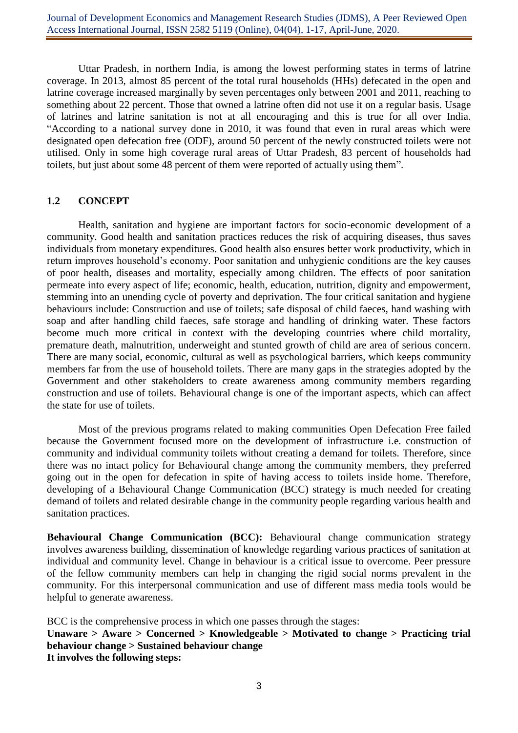Uttar Pradesh, in northern India, is among the lowest performing states in terms of latrine coverage. In 2013, almost 85 percent of the total rural households (HHs) defecated in the open and latrine coverage increased marginally by seven percentages only between 2001 and 2011, reaching to something about 22 percent. Those that owned a latrine often did not use it on a regular basis. Usage of latrines and latrine sanitation is not at all encouraging and this is true for all over India. "According to a national survey done in 2010, it was found that even in rural areas which were designated open defecation free (ODF), around 50 percent of the newly constructed toilets were not utilised. Only in some high coverage rural areas of Uttar Pradesh, 83 percent of households had toilets, but just about some 48 percent of them were reported of actually using them".

## 1.2 CONCEPT

Health, sanitation and hygiene are important factors for socio-economic development of a community. Good health and sanitation practices reduces the risk of acquiring diseases, thus saves individuals from monetary expenditures. Good health also ensures better work productivity, which in return improves household's economy. Poor sanitation and unhygienic conditions are the key causes of poor health, diseases and mortality, especially among children. The effects of poor sanitation permeate into every aspect of life; economic, health, education, nutrition, dignity and empowerment, stemming into an unending cycle of poverty and deprivation. The four critical sanitation and hygiene behaviours include: Construction and use of toilets; safe disposal of child faeces, hand washing with soap and after handling child faeces, safe storage and handling of drinking water. These factors become much more critical in context with the developing countries where child mortality, premature death, malnutrition, underweight and stunted growth of child are area of serious concern. There are many social, economic, cultural as well as psychological barriers, which keeps community members far from the use of household toilets. There are many gaps in the strategies adopted by the Government and other stakeholders to create awareness among community members regarding construction and use of toilets. Behavioural change is one of the important aspects, which can affect the state for use of toilets.

Most of the previous programs related to making communities Open Defecation Free failed because the Government focused more on the development of infrastructure i.e. construction of community and individual community toilets without creating a demand for toilets. Therefore, since there was no intact policy for Behavioural change among the community members, they preferred going out in the open for defecation in spite of having access to toilets inside home. Therefore, developing of a Behavioural Change Communication (BCC) strategy is much needed for creating demand of toilets and related desirable change in the community people regarding various health and sanitation practices.

**Behavioural Change Communication (BCC):** Behavioural change communication strategy involves awareness building, dissemination of knowledge regarding various practices of sanitation at individual and community level. Change in behaviour is a critical issue to overcome. Peer pressure of the fellow community members can help in changing the rigid social norms prevalent in the community. For this interpersonal communication and use of different mass media tools would be helpful to generate awareness.

BCC is the comprehensive process in which one passes through the stages:

**Unaware > Aware > Concerned > Knowledgeable > Motivated to change > Practicing trial behaviour change > Sustained behaviour change**

**It involves the following steps:**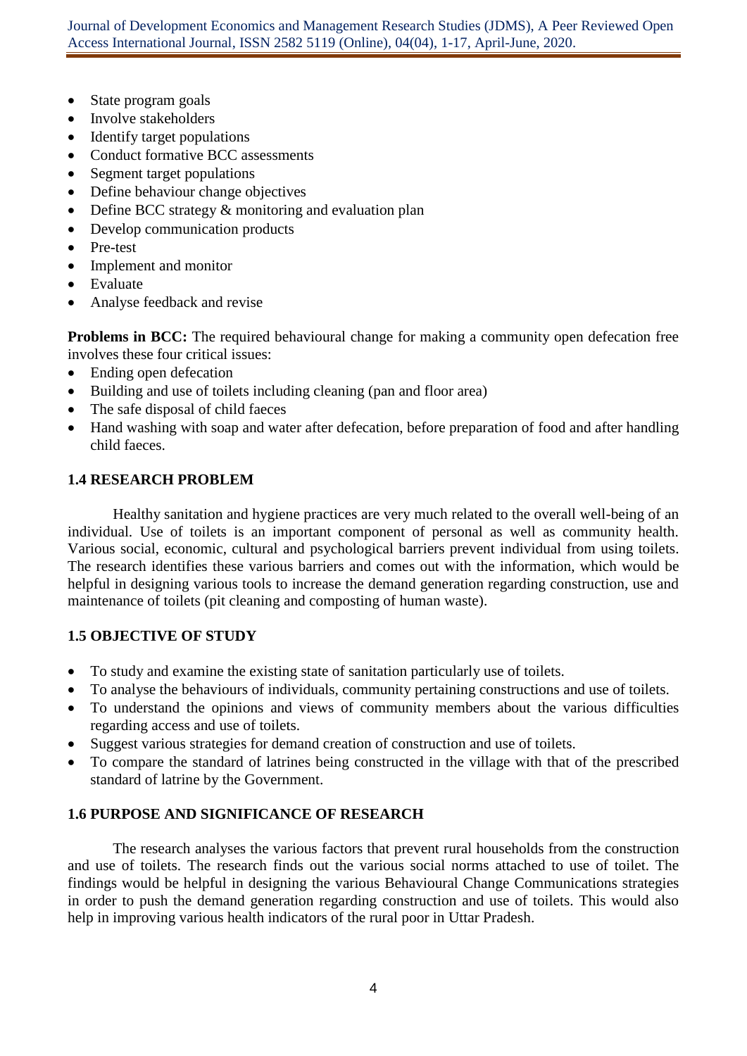- State program goals
- Involve stakeholders
- Identify target populations
- Conduct formative BCC assessments
- Segment target populations
- Define behaviour change objectives
- Define BCC strategy & monitoring and evaluation plan
- Develop communication products
- Pre-test
- Implement and monitor
- Evaluate
- Analyse feedback and revise

**Problems in BCC:** The required behavioural change for making a community open defecation free involves these four critical issues:

- Ending open defecation
- Building and use of toilets including cleaning (pan and floor area)
- The safe disposal of child faeces
- Hand washing with soap and water after defecation, before preparation of food and after handling child faeces.

### 1.4 RESEARCH PROBLEM

Healthy sanitation and hygiene practices are very much related to the overall well-being of an individual. Use of toilets is an important component of personal as well as community health. Various social, economic, cultural and psychological barriers prevent individual from using toilets. The research identifies these various barriers and comes out with the information, which would be helpful in designing various tools to increase the demand generation regarding construction, use and maintenance of toilets (pit cleaning and composting of human waste).

### 1.5 OBJECTIVE OF STUDY

- To study and examine the existing state of sanitation particularly use of toilets.
- To analyse the behaviours of individuals, community pertaining constructions and use of toilets.
- To understand the opinions and views of community members about the various difficulties regarding access and use of toilets.
- Suggest various strategies for demand creation of construction and use of toilets.
- To compare the standard of latrines being constructed in the village with that of the prescribed standard of latrine by the Government.

### 1.6 PURPOSE AND SIGNIFICANCE OF RESEARCH

The research analyses the various factors that prevent rural households from the construction and use of toilets. The research finds out the various social norms attached to use of toilet. The findings would be helpful in designing the various Behavioural Change Communications strategies in order to push the demand generation regarding construction and use of toilets. This would also help in improving various health indicators of the rural poor in Uttar Pradesh.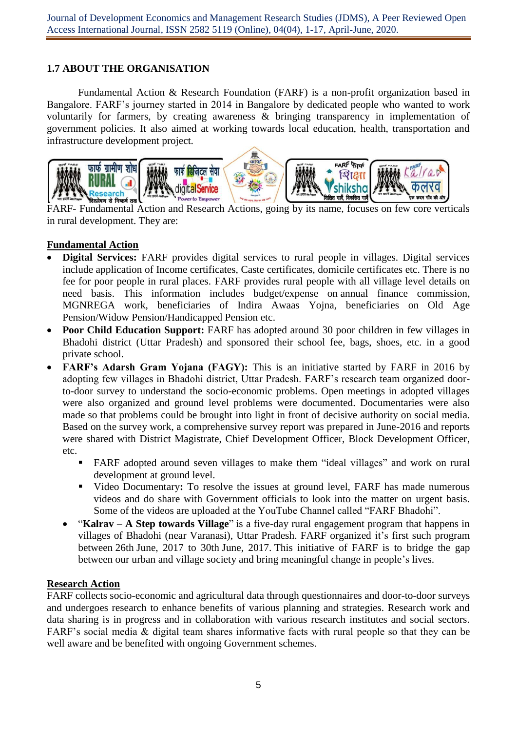## 1.7 ABOUT THE ORGANISATION

Fundamental Action & Research Foundation (FARF) is a non-profit organization based in Bangalore. FARF's journey started in 2014 in Bangalore by dedicated people who wanted to work voluntarily for farmers, by creating awareness & bringing transparency in implementation of government policies. It also aimed at working towards local education, health, transportation and infrastructure development project.

FARF- Fundamental Action and Research Actions, going by its name, focuses on few core verticals in rural development. They are:

**Fundamental Action**

- **Digital Services:** FARF provides digital services to rural people in villages. Digital services include application of Income certificates, Caste certificates, domicile certificates etc. There is no fee for poor people in rural places. FARF provides rural people with all village level details on need basis. This information includes budget/expense on annual finance commission, MGNREGA work, beneficiaries of Indira Awaas Yojna, beneficiaries on Old Age Pension/Widow Pension/Handicapped Pension etc.
- **Poor Child Education Support:** FARF has adopted around 30 poor children in few villages in Bhadohi district (Uttar Pradesh) and sponsored their school fee, bags, shoes, etc. in a good private school.
- **FARF's Adarsh Gram Yojana (FAGY):** This is an initiative started by FARF in 2016 by adopting few villages in Bhadohi district, Uttar Pradesh. FARF's research team organized door-to-door survey to understand the socio-economic problems. Open meetings in adopted villages were also organized and ground level problems were documented. Documentaries were also made so that problems could be brought into light in front of decisive authority on social media. Based on the survey work, a comprehensive survey report was prepared in June-2016 and reports were shared with District Magistrate, Chief Development Officer, Block Development Officer, etc.
  - FARF adopted around seven villages to make them "ideal villages" and work on rural development at ground level.
  - Video Documentary**:** To resolve the issues at ground level, FARF has made numerous videos and do share with Government officials to look into the matter on urgent basis. Some of the videos are uploaded at the YouTube Channel called "FARF Bhadohi".
- "**Kalrav – A Step towards Village**" is a five-day rural engagement program that happens in villages of Bhadohi (near Varanasi), Uttar Pradesh. FARF organized it's first such program between 26th June, 2017 to 30th June, 2017. This initiative of FARF is to bridge the gap between our urban and village society and bring meaningful change in people's lives.

**Research Action**

FARF collects socio-economic and agricultural data through questionnaires and door-to-door surveys and undergoes research to enhance benefits of various planning and strategies. Research work and data sharing is in progress and in collaboration with various research institutes and social sectors. FARF's social media & digital team shares informative facts with rural people so that they can be well aware and be benefited with ongoing Government schemes.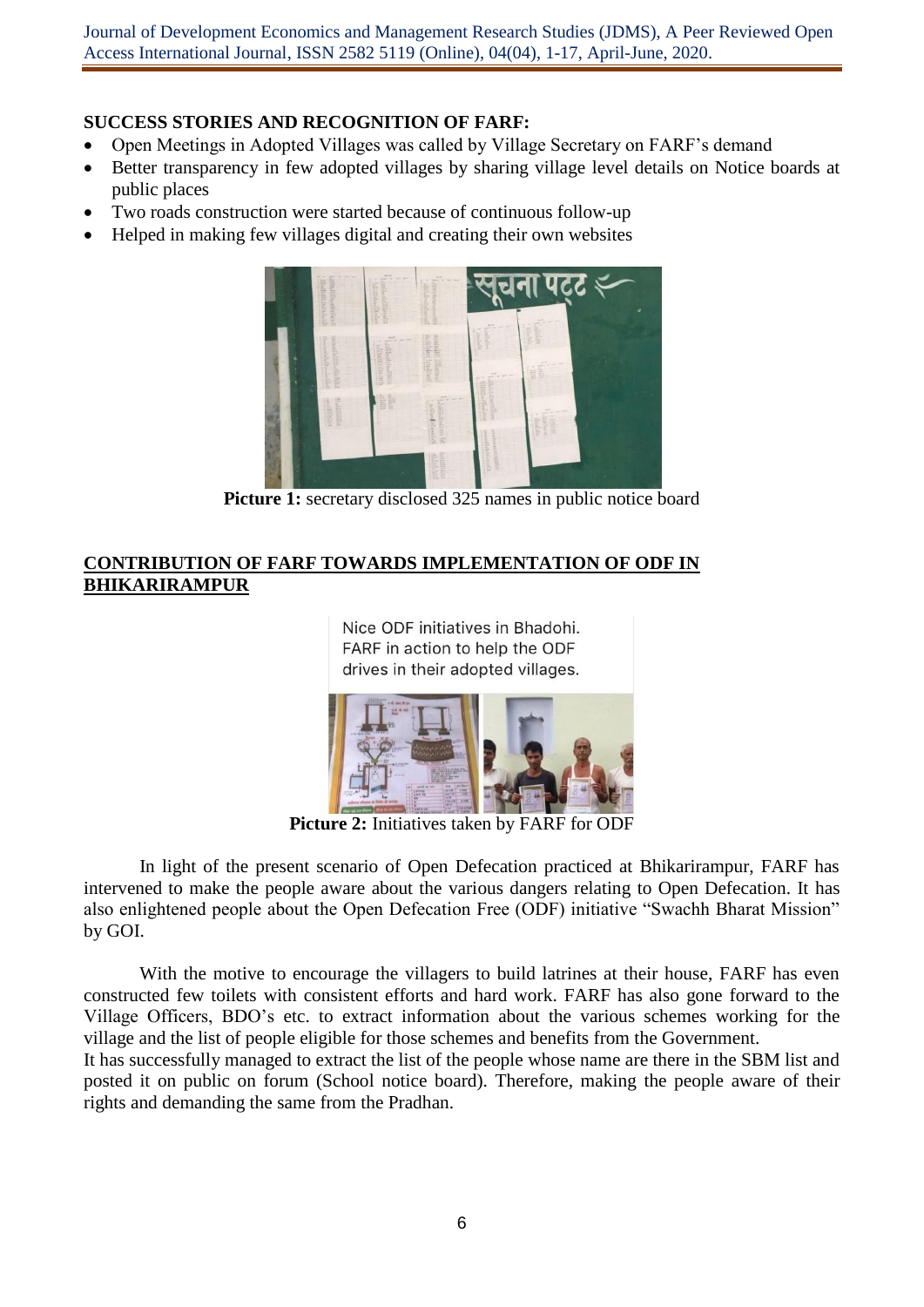**SUCCESS STORIES AND RECOGNITION OF FARF:**

- Open Meetings in Adopted Villages was called by Village Secretary on FARF's demand
- Better transparency in few adopted villages by sharing village level details on Notice boards at public places
- Two roads construction were started because of continuous follow-up
- Helped in making few villages digital and creating their own websites

**Picture 1:** secretary disclosed 325 names in public notice board

## CONTRIBUTION OF FARF TOWARDS IMPLEMENTATION OF ODF IN BHIKARIRAMPUR

Nice ODF initiatives in Bhadohi. FARF in action to help the ODF drives in their adopted villages.

**Picture 2:** Initiatives taken by FARF for ODF

In light of the present scenario of Open Defecation practiced at Bhikarirampur, FARF has intervened to make the people aware about the various dangers relating to Open Defecation. It has also enlightened people about the Open Defecation Free (ODF) initiative "Swachh Bharat Mission" by GOI.

With the motive to encourage the villagers to build latrines at their house, FARF has even constructed few toilets with consistent efforts and hard work. FARF has also gone forward to the Village Officers, BDO's etc. to extract information about the various schemes working for the village and the list of people eligible for those schemes and benefits from the Government.
It has successfully managed to extract the list of the people whose name are there in the SBM list and posted it on public on forum (School notice board). Therefore, making the people aware of their rights and demanding the same from the Pradhan.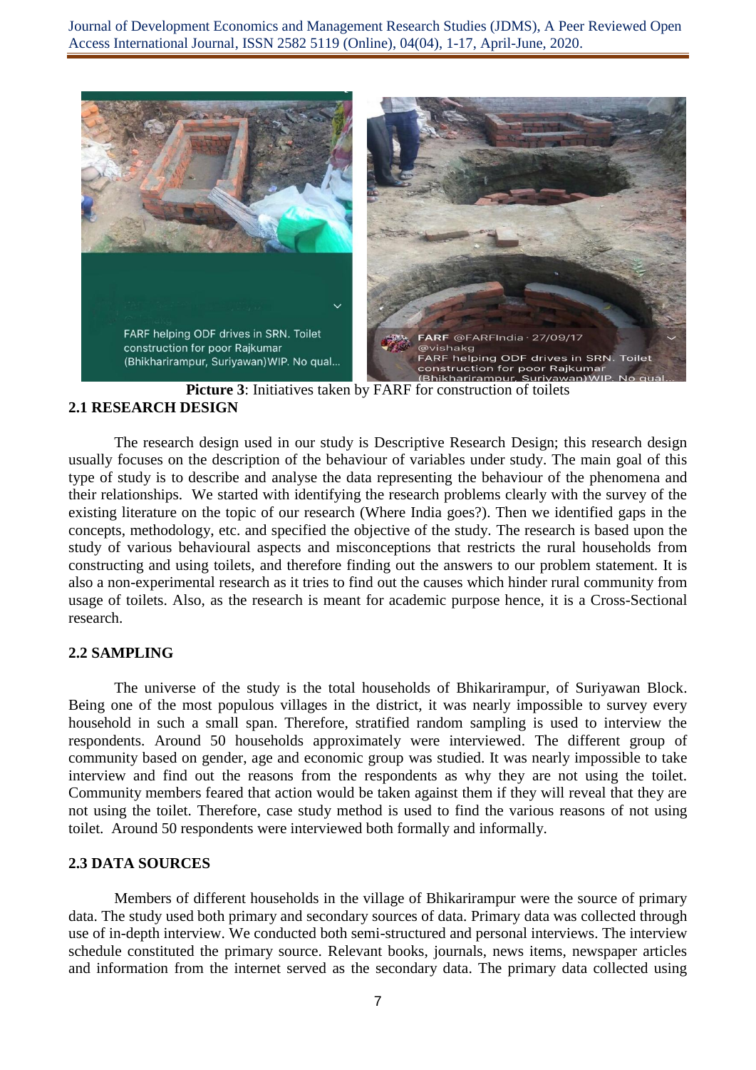**Picture 3**: Initiatives taken by FARF for construction of toilets

## 2.1 RESEARCH DESIGN

The research design used in our study is Descriptive Research Design; this research design usually focuses on the description of the behaviour of variables under study. The main goal of this type of study is to describe and analyse the data representing the behaviour of the phenomena and their relationships. We started with identifying the research problems clearly with the survey of the existing literature on the topic of our research (Where India goes?). Then we identified gaps in the concepts, methodology, etc. and specified the objective of the study. The research is based upon the study of various behavioural aspects and misconceptions that restricts the rural households from constructing and using toilets, and therefore finding out the answers to our problem statement. It is also a non-experimental research as it tries to find out the causes which hinder rural community from usage of toilets. Also, as the research is meant for academic purpose hence, it is a Cross-Sectional research.

## 2.2 SAMPLING

The universe of the study is the total households of Bhikarirampur, of Suriyawan Block. Being one of the most populous villages in the district, it was nearly impossible to survey every household in such a small span. Therefore, stratified random sampling is used to interview the respondents. Around 50 households approximately were interviewed. The different group of community based on gender, age and economic group was studied. It was nearly impossible to take interview and find out the reasons from the respondents as why they are not using the toilet. Community members feared that action would be taken against them if they will reveal that they are not using the toilet. Therefore, case study method is used to find the various reasons of not using toilet. Around 50 respondents were interviewed both formally and informally.

## 2.3 DATA SOURCES

Members of different households in the village of Bhikarirampur were the source of primary data. The study used both primary and secondary sources of data. Primary data was collected through use of in-depth interview. We conducted both semi-structured and personal interviews. The interview schedule constituted the primary source. Relevant books, journals, news items, newspaper articles and information from the internet served as the secondary data. The primary data collected using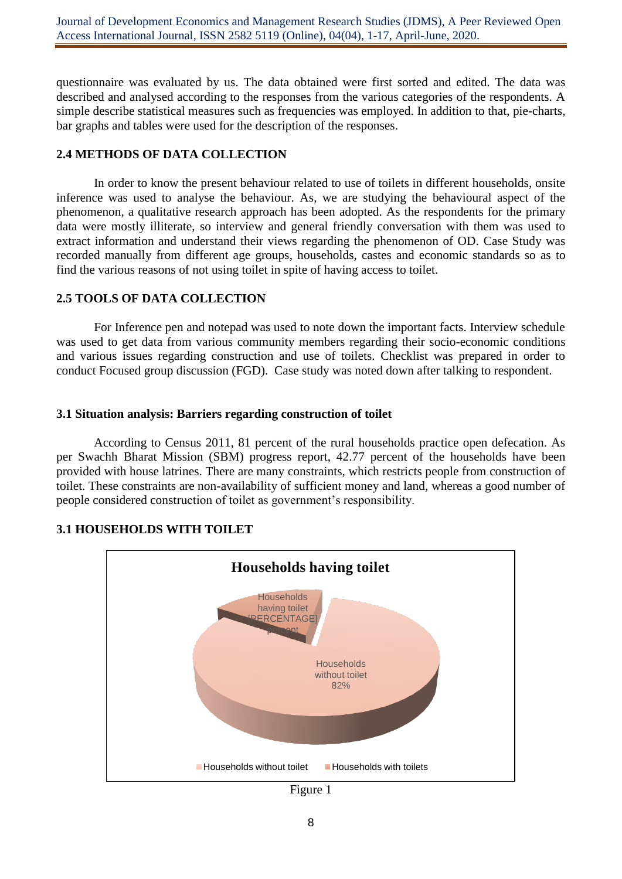questionnaire was evaluated by us. The data obtained were first sorted and edited. The data was described and analysed according to the responses from the various categories of the respondents. A simple describe statistical measures such as frequencies was employed. In addition to that, pie-charts, bar graphs and tables were used for the description of the responses.

### 2.4 METHODS OF DATA COLLECTION

In order to know the present behaviour related to use of toilets in different households, onsite inference was used to analyse the behaviour. As, we are studying the behavioural aspect of the phenomenon, a qualitative research approach has been adopted. As the respondents for the primary data were mostly illiterate, so interview and general friendly conversation with them was used to extract information and understand their views regarding the phenomenon of OD. Case Study was recorded manually from different age groups, households, castes and economic standards so as to find the various reasons of not using toilet in spite of having access to toilet.

### 2.5 TOOLS OF DATA COLLECTION

For Inference pen and notepad was used to note down the important facts. Interview schedule was used to get data from various community members regarding their socio-economic conditions and various issues regarding construction and use of toilets. Checklist was prepared in order to conduct Focused group discussion (FGD). Case study was noted down after talking to respondent.

### 3.1 Situation analysis: Barriers regarding construction of toilet

According to Census 2011, 81 percent of the rural households practice open defecation. As per Swachh Bharat Mission (SBM) progress report, 42.77 percent of the households have been provided with house latrines. There are many constraints, which restricts people from construction of toilet. These constraints are non-availability of sufficient money and land, whereas a good number of people considered construction of toilet as government's responsibility.

### 3.1 HOUSEHOLDS WITH TOILET

**Households having toilet**

Households having toilet [PERCENTAGE] percent

Households without toilet 82%

Households without toilet | Households with toilets

Figure 1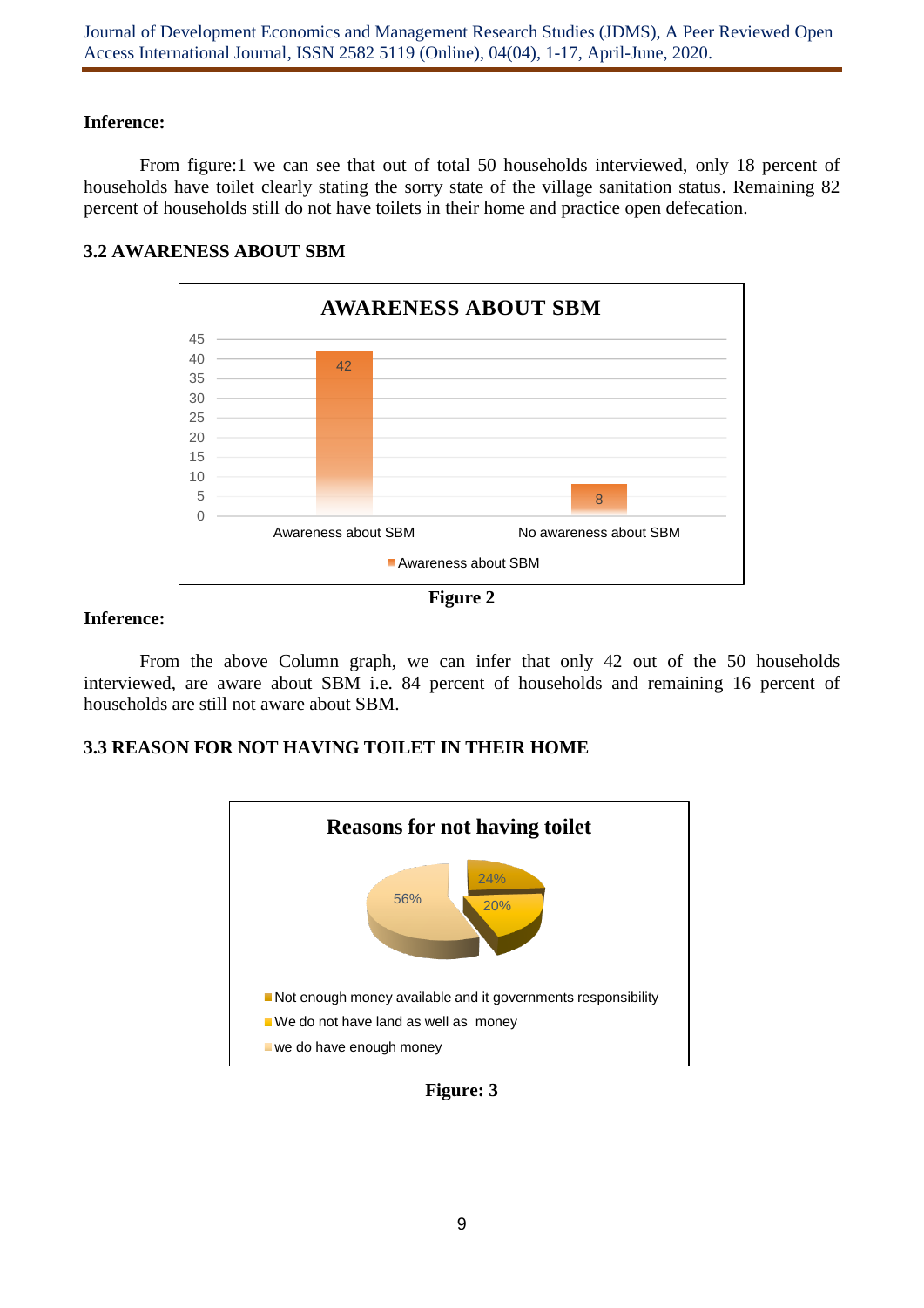**Inference:**

From figure:1 we can see that out of total 50 households interviewed, only 18 percent of households have toilet clearly stating the sorry state of the village sanitation status. Remaining 82 percent of households still do not have toilets in their home and practice open defecation.

### 3.2 AWARENESS ABOUT SBM

Figure 2

**Inference:**

From the above Column graph, we can infer that only 42 out of the 50 households interviewed, are aware about SBM i.e. 84 percent of households and remaining 16 percent of households are still not aware about SBM.

### 3.3 REASON FOR NOT HAVING TOILET IN THEIR HOME

Figure: 3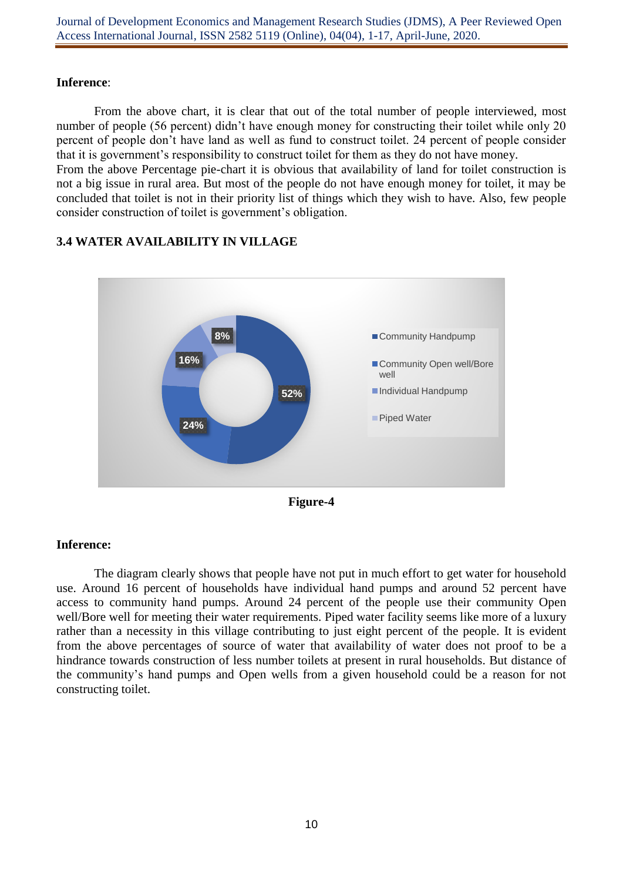**Inference**:

From the above chart, it is clear that out of the total number of people interviewed, most number of people (56 percent) didn't have enough money for constructing their toilet while only 20 percent of people don't have land as well as fund to construct toilet. 24 percent of people consider that it is government's responsibility to construct toilet for them as they do not have money.
From the above Percentage pie-chart it is obvious that availability of land for toilet construction is not a big issue in rural area. But most of the people do not have enough money for toilet, it may be concluded that toilet is not in their priority list of things which they wish to have. Also, few people consider construction of toilet is government's obligation.

## 3.4 WATER AVAILABILITY IN VILLAGE

| Source | Percentage |
|---|---|
| Community Handpump | 52% |
| Community Open well/Bore well | 24% |
| Individual Handpump | 16% |
| Piped Water | 8% |

**Figure-4**

**Inference:**

The diagram clearly shows that people have not put in much effort to get water for household use. Around 16 percent of households have individual hand pumps and around 52 percent have access to community hand pumps. Around 24 percent of the people use their community Open well/Bore well for meeting their water requirements. Piped water facility seems like more of a luxury rather than a necessity in this village contributing to just eight percent of the people. It is evident from the above percentages of source of water that availability of water does not proof to be a hindrance towards construction of less number toilets at present in rural households. But distance of the community's hand pumps and Open wells from a given household could be a reason for not constructing toilet.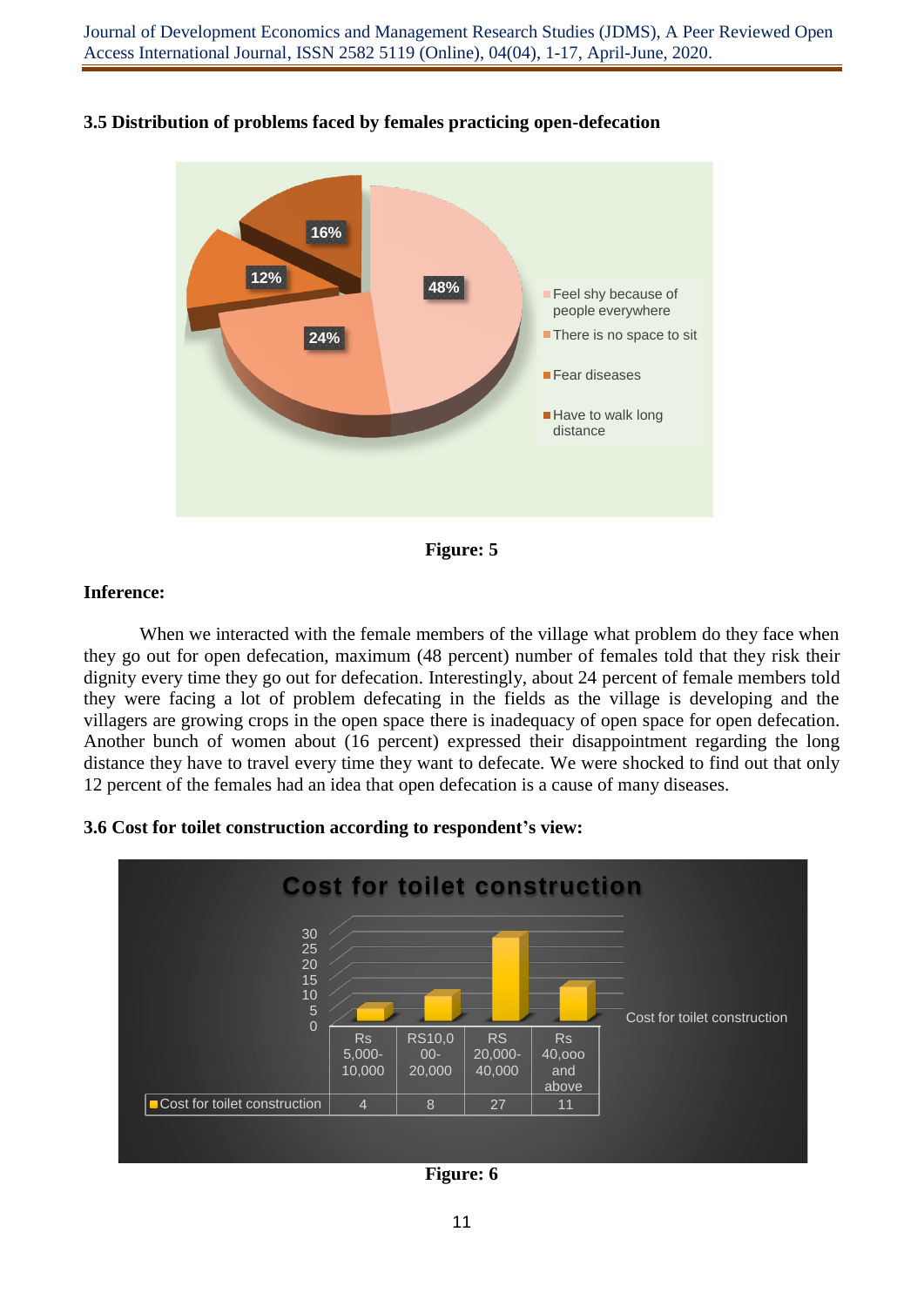### 3.5 Distribution of problems faced by females practicing open-defecation

Figure: 5

**Inference:**

When we interacted with the female members of the village what problem do they face when they go out for open defecation, maximum (48 percent) number of females told that they risk their dignity every time they go out for defecation. Interestingly, about 24 percent of female members told they were facing a lot of problem defecating in the fields as the village is developing and the villagers are growing crops in the open space there is inadequacy of open space for open defecation. Another bunch of women about (16 percent) expressed their disappointment regarding the long distance they have to travel every time they want to defecate. We were shocked to find out that only 12 percent of the females had an idea that open defecation is a cause of many diseases.

### 3.6 Cost for toilet construction according to respondent's view:

Figure: 6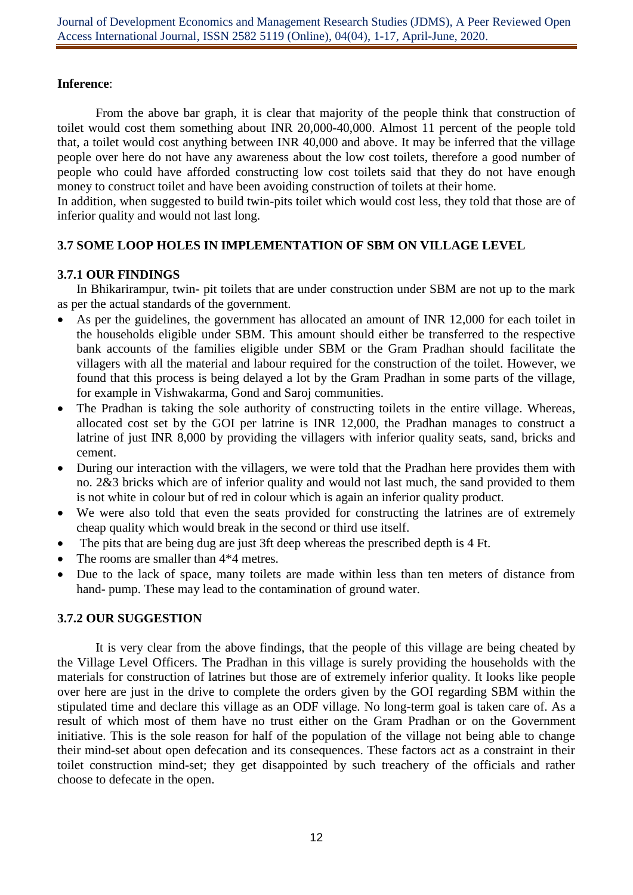**Inference**:

From the above bar graph, it is clear that majority of the people think that construction of toilet would cost them something about INR 20,000-40,000. Almost 11 percent of the people told that, a toilet would cost anything between INR 40,000 and above. It may be inferred that the village people over here do not have any awareness about the low cost toilets, therefore a good number of people who could have afforded constructing low cost toilets said that they do not have enough money to construct toilet and have been avoiding construction of toilets at their home.

In addition, when suggested to build twin-pits toilet which would cost less, they told that those are of inferior quality and would not last long.

### 3.7 SOME LOOP HOLES IN IMPLEMENTATION OF SBM ON VILLAGE LEVEL

#### 3.7.1 OUR FINDINGS

In Bhikarirampur, twin- pit toilets that are under construction under SBM are not up to the mark as per the actual standards of the government.

- As per the guidelines, the government has allocated an amount of INR 12,000 for each toilet in the households eligible under SBM. This amount should either be transferred to the respective bank accounts of the families eligible under SBM or the Gram Pradhan should facilitate the villagers with all the material and labour required for the construction of the toilet. However, we found that this process is being delayed a lot by the Gram Pradhan in some parts of the village, for example in Vishwakarma, Gond and Saroj communities.
- The Pradhan is taking the sole authority of constructing toilets in the entire village. Whereas, allocated cost set by the GOI per latrine is INR 12,000, the Pradhan manages to construct a latrine of just INR 8,000 by providing the villagers with inferior quality seats, sand, bricks and cement.
- During our interaction with the villagers, we were told that the Pradhan here provides them with no. 2&3 bricks which are of inferior quality and would not last much, the sand provided to them is not white in colour but of red in colour which is again an inferior quality product.
- We were also told that even the seats provided for constructing the latrines are of extremely cheap quality which would break in the second or third use itself.
- The pits that are being dug are just 3ft deep whereas the prescribed depth is 4 Ft.
- The rooms are smaller than 4*4 metres.
- Due to the lack of space, many toilets are made within less than ten meters of distance from hand- pump. These may lead to the contamination of ground water.

#### 3.7.2 OUR SUGGESTION

It is very clear from the above findings, that the people of this village are being cheated by the Village Level Officers. The Pradhan in this village is surely providing the households with the materials for construction of latrines but those are of extremely inferior quality. It looks like people over here are just in the drive to complete the orders given by the GOI regarding SBM within the stipulated time and declare this village as an ODF village. No long-term goal is taken care of. As a result of which most of them have no trust either on the Gram Pradhan or on the Government initiative. This is the sole reason for half of the population of the village not being able to change their mind-set about open defecation and its consequences. These factors act as a constraint in their toilet construction mind-set; they get disappointed by such treachery of the officials and rather choose to defecate in the open.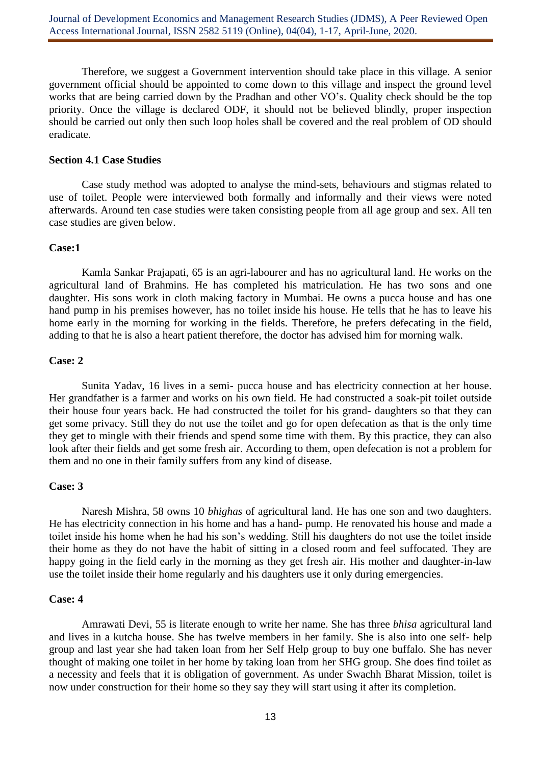Therefore, we suggest a Government intervention should take place in this village. A senior government official should be appointed to come down to this village and inspect the ground level works that are being carried down by the Pradhan and other VO's. Quality check should be the top priority. Once the village is declared ODF, it should not be believed blindly, proper inspection should be carried out only then such loop holes shall be covered and the real problem of OD should eradicate.

### Section 4.1 Case Studies

Case study method was adopted to analyse the mind-sets, behaviours and stigmas related to use of toilet. People were interviewed both formally and informally and their views were noted afterwards. Around ten case studies were taken consisting people from all age group and sex. All ten case studies are given below.

**Case:1**

Kamla Sankar Prajapati, 65 is an agri-labourer and has no agricultural land. He works on the agricultural land of Brahmins. He has completed his matriculation. He has two sons and one daughter. His sons work in cloth making factory in Mumbai. He owns a pucca house and has one hand pump in his premises however, has no toilet inside his house. He tells that he has to leave his home early in the morning for working in the fields. Therefore, he prefers defecating in the field, adding to that he is also a heart patient therefore, the doctor has advised him for morning walk.

**Case: 2**

Sunita Yadav, 16 lives in a semi- pucca house and has electricity connection at her house. Her grandfather is a farmer and works on his own field. He had constructed a soak-pit toilet outside their house four years back. He had constructed the toilet for his grand- daughters so that they can get some privacy. Still they do not use the toilet and go for open defecation as that is the only time they get to mingle with their friends and spend some time with them. By this practice, they can also look after their fields and get some fresh air. According to them, open defecation is not a problem for them and no one in their family suffers from any kind of disease.

**Case: 3**

Naresh Mishra, 58 owns 10 *bhighas* of agricultural land. He has one son and two daughters. He has electricity connection in his home and has a hand- pump. He renovated his house and made a toilet inside his home when he had his son's wedding. Still his daughters do not use the toilet inside their home as they do not have the habit of sitting in a closed room and feel suffocated. They are happy going in the field early in the morning as they get fresh air. His mother and daughter-in-law use the toilet inside their home regularly and his daughters use it only during emergencies.

**Case: 4**

Amrawati Devi, 55 is literate enough to write her name. She has three *bhisa* agricultural land and lives in a kutcha house. She has twelve members in her family. She is also into one self- help group and last year she had taken loan from her Self Help group to buy one buffalo. She has never thought of making one toilet in her home by taking loan from her SHG group. She does find toilet as a necessity and feels that it is obligation of government. As under Swachh Bharat Mission, toilet is now under construction for their home so they say they will start using it after its completion.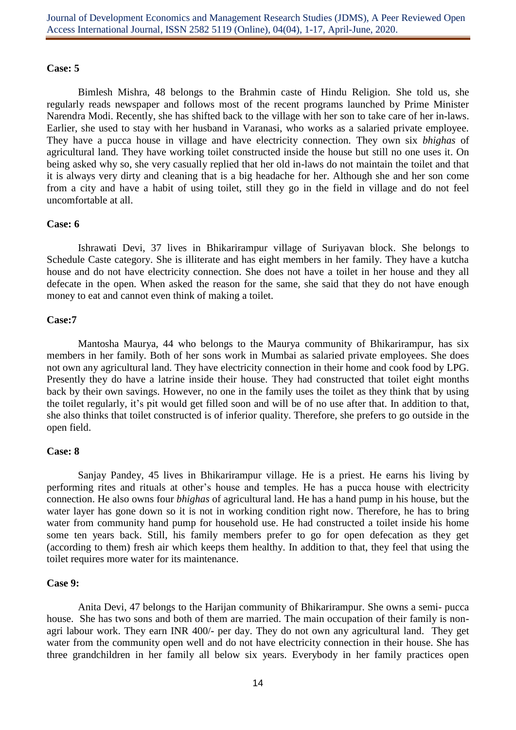**Case: 5**

Bimlesh Mishra, 48 belongs to the Brahmin caste of Hindu Religion. She told us, she regularly reads newspaper and follows most of the recent programs launched by Prime Minister Narendra Modi. Recently, she has shifted back to the village with her son to take care of her in-laws. Earlier, she used to stay with her husband in Varanasi, who works as a salaried private employee. They have a pucca house in village and have electricity connection. They own six *bhighas* of agricultural land. They have working toilet constructed inside the house but still no one uses it. On being asked why so, she very casually replied that her old in-laws do not maintain the toilet and that it is always very dirty and cleaning that is a big headache for her. Although she and her son come from a city and have a habit of using toilet, still they go in the field in village and do not feel uncomfortable at all.

**Case: 6**

Ishrawati Devi, 37 lives in Bhikarirampur village of Suriyavan block. She belongs to Schedule Caste category. She is illiterate and has eight members in her family. They have a kutcha house and do not have electricity connection. She does not have a toilet in her house and they all defecate in the open. When asked the reason for the same, she said that they do not have enough money to eat and cannot even think of making a toilet.

**Case:7**

Mantosha Maurya, 44 who belongs to the Maurya community of Bhikarirampur, has six members in her family. Both of her sons work in Mumbai as salaried private employees. She does not own any agricultural land. They have electricity connection in their home and cook food by LPG. Presently they do have a latrine inside their house. They had constructed that toilet eight months back by their own savings. However, no one in the family uses the toilet as they think that by using the toilet regularly, it's pit would get filled soon and will be of no use after that. In addition to that, she also thinks that toilet constructed is of inferior quality. Therefore, she prefers to go outside in the open field.

**Case: 8**

Sanjay Pandey, 45 lives in Bhikarirampur village. He is a priest. He earns his living by performing rites and rituals at other's house and temples. He has a pucca house with electricity connection. He also owns four *bhighas* of agricultural land. He has a hand pump in his house, but the water layer has gone down so it is not in working condition right now. Therefore, he has to bring water from community hand pump for household use. He had constructed a toilet inside his home some ten years back. Still, his family members prefer to go for open defecation as they get (according to them) fresh air which keeps them healthy. In addition to that, they feel that using the toilet requires more water for its maintenance.

**Case 9:**

Anita Devi, 47 belongs to the Harijan community of Bhikarirampur. She owns a semi- pucca house. She has two sons and both of them are married. The main occupation of their family is non-agri labour work. They earn INR 400/- per day. They do not own any agricultural land. They get water from the community open well and do not have electricity connection in their house. She has three grandchildren in her family all below six years. Everybody in her family practices open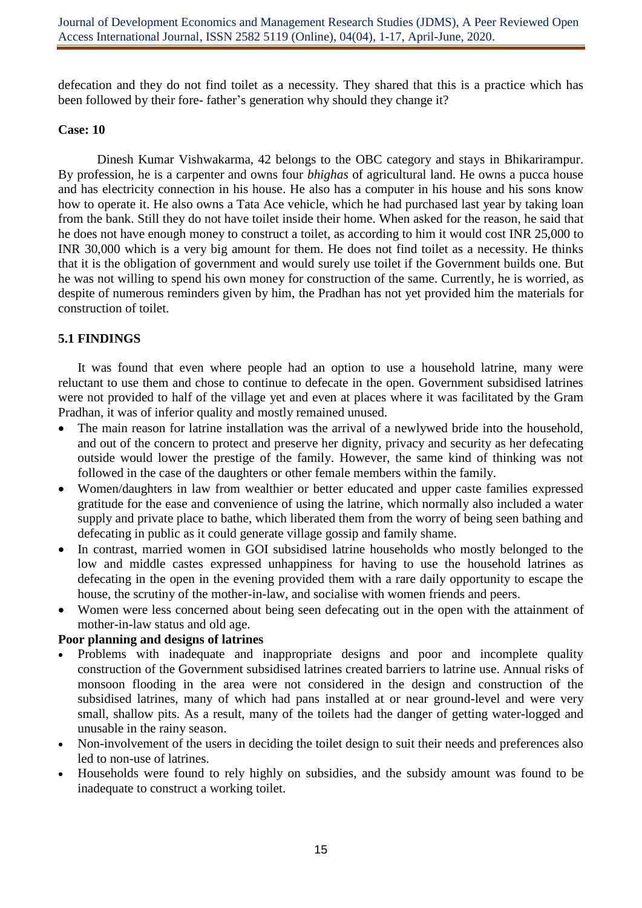defecation and they do not find toilet as a necessity. They shared that this is a practice which has been followed by their fore- father's generation why should they change it?

**Case: 10**

Dinesh Kumar Vishwakarma, 42 belongs to the OBC category and stays in Bhikarirampur. By profession, he is a carpenter and owns four *bhighas* of agricultural land. He owns a pucca house and has electricity connection in his house. He also has a computer in his house and his sons know how to operate it. He also owns a Tata Ace vehicle, which he had purchased last year by taking loan from the bank. Still they do not have toilet inside their home. When asked for the reason, he said that he does not have enough money to construct a toilet, as according to him it would cost INR 25,000 to INR 30,000 which is a very big amount for them. He does not find toilet as a necessity. He thinks that it is the obligation of government and would surely use toilet if the Government builds one. But he was not willing to spend his own money for construction of the same. Currently, he is worried, as despite of numerous reminders given by him, the Pradhan has not yet provided him the materials for construction of toilet.

## 5.1 FINDINGS

It was found that even where people had an option to use a household latrine, many were reluctant to use them and chose to continue to defecate in the open. Government subsidised latrines were not provided to half of the village yet and even at places where it was facilitated by the Gram Pradhan, it was of inferior quality and mostly remained unused.

- The main reason for latrine installation was the arrival of a newlywed bride into the household, and out of the concern to protect and preserve her dignity, privacy and security as her defecating outside would lower the prestige of the family. However, the same kind of thinking was not followed in the case of the daughters or other female members within the family.
- Women/daughters in law from wealthier or better educated and upper caste families expressed gratitude for the ease and convenience of using the latrine, which normally also included a water supply and private place to bathe, which liberated them from the worry of being seen bathing and defecating in public as it could generate village gossip and family shame.
- In contrast, married women in GOI subsidised latrine households who mostly belonged to the low and middle castes expressed unhappiness for having to use the household latrines as defecating in the open in the evening provided them with a rare daily opportunity to escape the house, the scrutiny of the mother-in-law, and socialise with women friends and peers.
- Women were less concerned about being seen defecating out in the open with the attainment of mother-in-law status and old age.

**Poor planning and designs of latrines**

- Problems with inadequate and inappropriate designs and poor and incomplete quality construction of the Government subsidised latrines created barriers to latrine use. Annual risks of monsoon flooding in the area were not considered in the design and construction of the subsidised latrines, many of which had pans installed at or near ground-level and were very small, shallow pits. As a result, many of the toilets had the danger of getting water-logged and unusable in the rainy season.
- Non-involvement of the users in deciding the toilet design to suit their needs and preferences also led to non-use of latrines.
- Households were found to rely highly on subsidies, and the subsidy amount was found to be inadequate to construct a working toilet.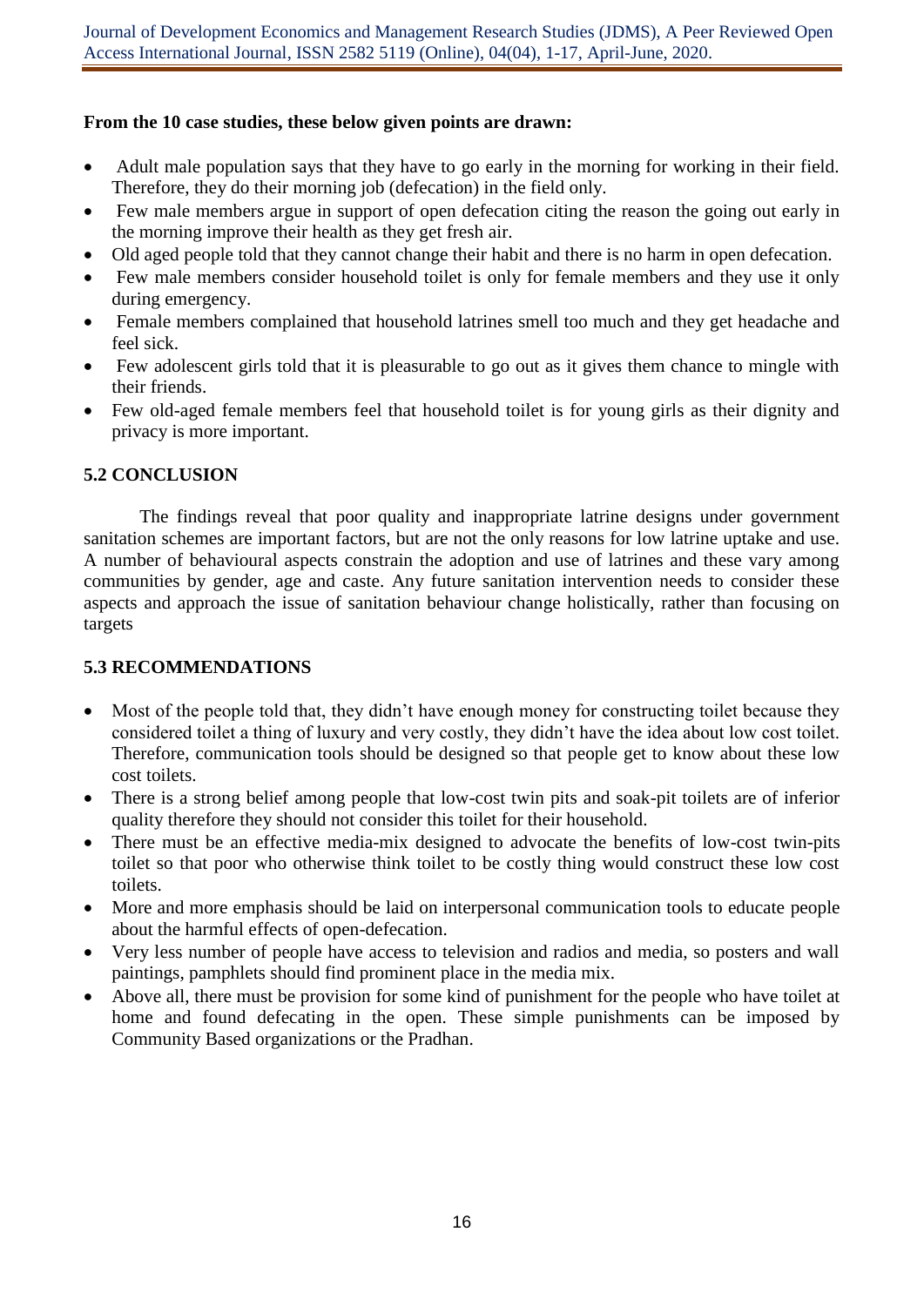**From the 10 case studies, these below given points are drawn:**

- Adult male population says that they have to go early in the morning for working in their field. Therefore, they do their morning job (defecation) in the field only.
- Few male members argue in support of open defecation citing the reason the going out early in the morning improve their health as they get fresh air.
- Old aged people told that they cannot change their habit and there is no harm in open defecation.
- Few male members consider household toilet is only for female members and they use it only during emergency.
- Female members complained that household latrines smell too much and they get headache and feel sick.
- Few adolescent girls told that it is pleasurable to go out as it gives them chance to mingle with their friends.
- Few old-aged female members feel that household toilet is for young girls as their dignity and privacy is more important.

## 5.2 CONCLUSION

The findings reveal that poor quality and inappropriate latrine designs under government sanitation schemes are important factors, but are not the only reasons for low latrine uptake and use. A number of behavioural aspects constrain the adoption and use of latrines and these vary among communities by gender, age and caste. Any future sanitation intervention needs to consider these aspects and approach the issue of sanitation behaviour change holistically, rather than focusing on targets

## 5.3 RECOMMENDATIONS

- Most of the people told that, they didn't have enough money for constructing toilet because they considered toilet a thing of luxury and very costly, they didn't have the idea about low cost toilet. Therefore, communication tools should be designed so that people get to know about these low cost toilets.
- There is a strong belief among people that low-cost twin pits and soak-pit toilets are of inferior quality therefore they should not consider this toilet for their household.
- There must be an effective media-mix designed to advocate the benefits of low-cost twin-pits toilet so that poor who otherwise think toilet to be costly thing would construct these low cost toilets.
- More and more emphasis should be laid on interpersonal communication tools to educate people about the harmful effects of open-defecation.
- Very less number of people have access to television and radios and media, so posters and wall paintings, pamphlets should find prominent place in the media mix.
- Above all, there must be provision for some kind of punishment for the people who have toilet at home and found defecating in the open. These simple punishments can be imposed by Community Based organizations or the Pradhan.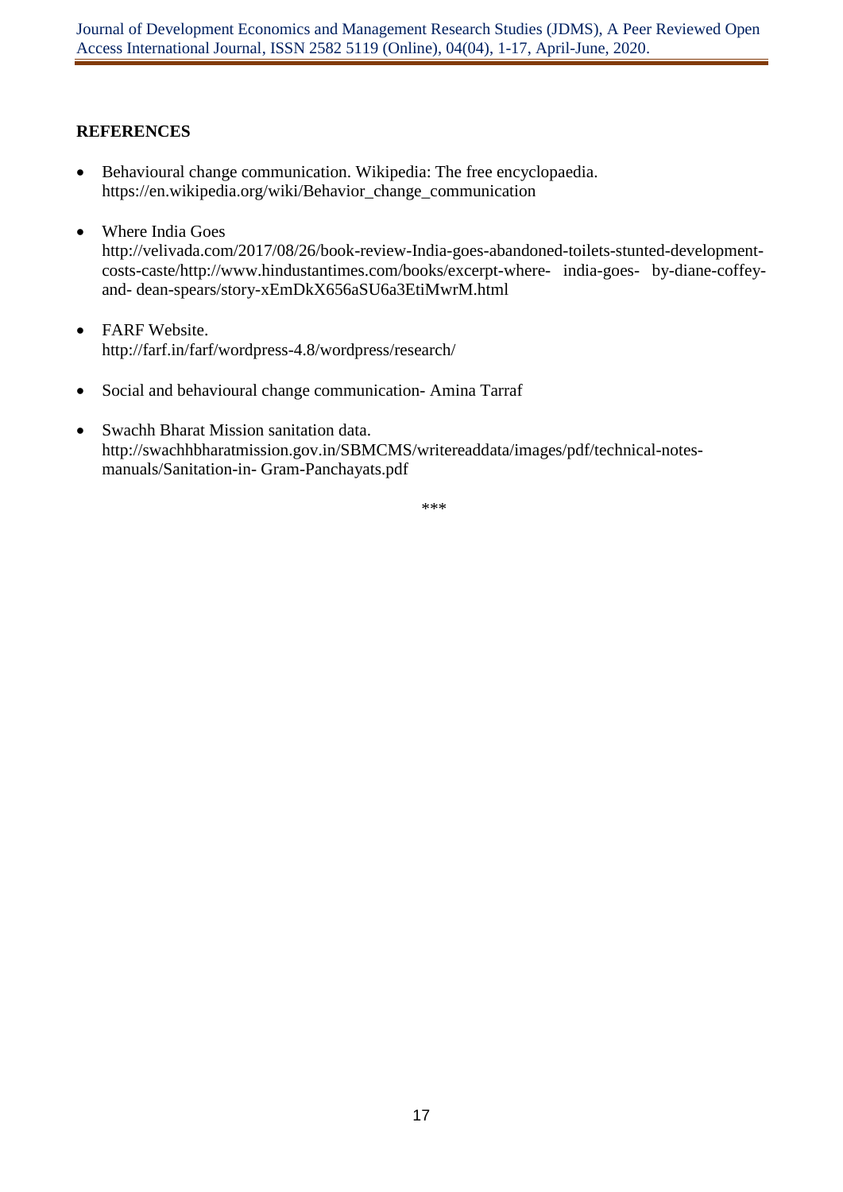## REFERENCES

- Behavioural change communication. Wikipedia: The free encyclopaedia. https://en.wikipedia.org/wiki/Behavior_change_communication

- Where India Goes http://velivada.com/2017/08/26/book-review-India-goes-abandoned-toilets-stunted-development-costs-caste/http://www.hindustantimes.com/books/excerpt-where- india-goes- by-diane-coffey-and- dean-spears/story-xEmDkX656aSU6a3EtiMwrM.html

- FARF Website. http://farf.in/farf/wordpress-4.8/wordpress/research/

- Social and behavioural change communication- Amina Tarraf

- Swachh Bharat Mission sanitation data. http://swachhbharatmission.gov.in/SBMCMS/writereaddata/images/pdf/technical-notes-manuals/Sanitation-in- Gram-Panchayats.pdf

***